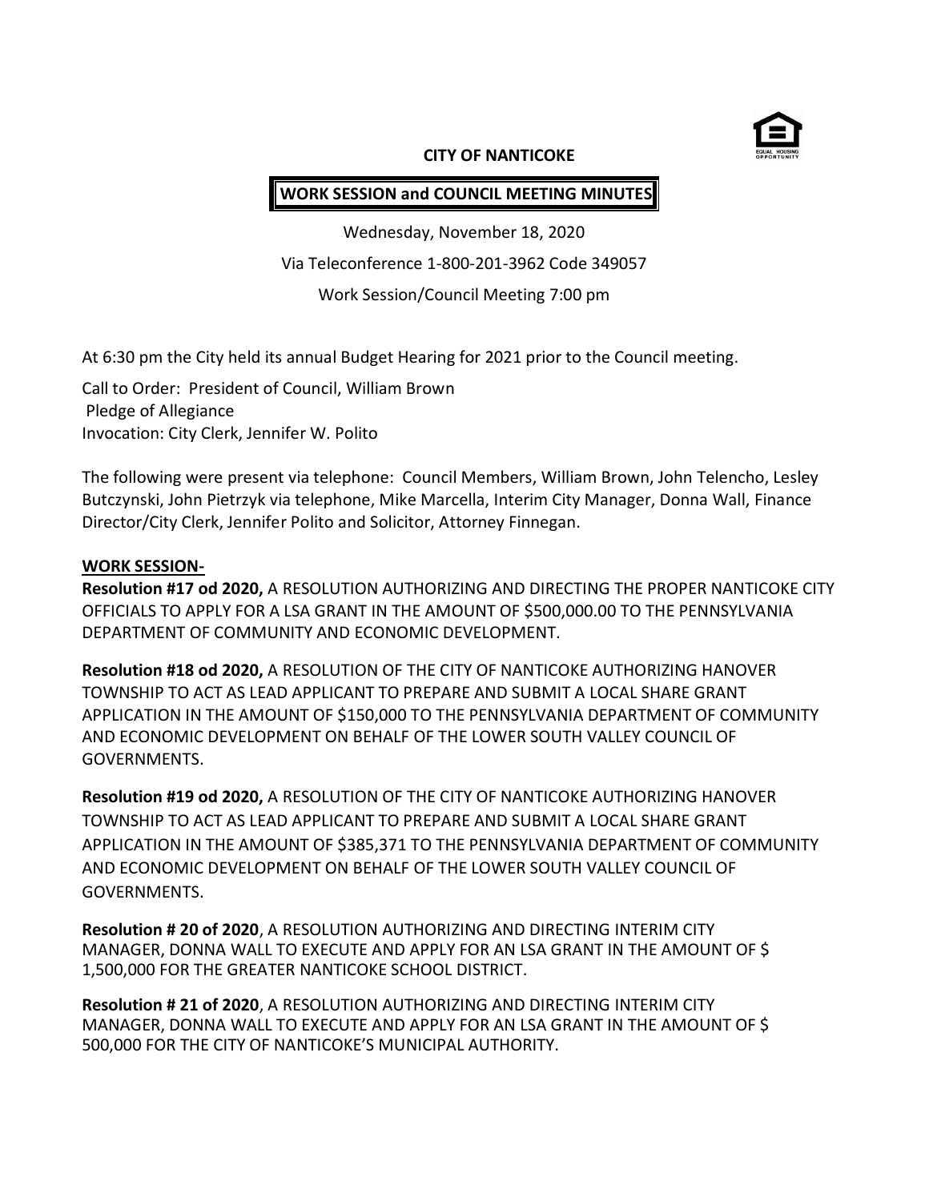# CITY OF NANTICOKE

## WORK SESSION and COUNCIL MEETING MINUTES

Wednesday, November 18, 2020

Via Teleconference 1-800-201-3962 Code 349057

Work Session/Council Meeting 7:00 pm

At 6:30 pm the City held its annual Budget Hearing for 2021 prior to the Council meeting.

Call to Order: President of Council, William Brown
Pledge of Allegiance
Invocation: City Clerk, Jennifer W. Polito

The following were present via telephone: Council Members, William Brown, John Telencho, Lesley Butczynski, John Pietrzyk via telephone, Mike Marcella, Interim City Manager, Donna Wall, Finance Director/City Clerk, Jennifer Polito and Solicitor, Attorney Finnegan.

**WORK SESSION-**

**Resolution #17 od 2020,** A RESOLUTION AUTHORIZING AND DIRECTING THE PROPER NANTICOKE CITY OFFICIALS TO APPLY FOR A LSA GRANT IN THE AMOUNT OF $500,000.00 TO THE PENNSYLVANIA DEPARTMENT OF COMMUNITY AND ECONOMIC DEVELOPMENT.

**Resolution #18 od 2020,** A RESOLUTION OF THE CITY OF NANTICOKE AUTHORIZING HANOVER TOWNSHIP TO ACT AS LEAD APPLICANT TO PREPARE AND SUBMIT A LOCAL SHARE GRANT APPLICATION IN THE AMOUNT OF $150,000 TO THE PENNSYLVANIA DEPARTMENT OF COMMUNITY AND ECONOMIC DEVELOPMENT ON BEHALF OF THE LOWER SOUTH VALLEY COUNCIL OF GOVERNMENTS.

**Resolution #19 od 2020,** A RESOLUTION OF THE CITY OF NANTICOKE AUTHORIZING HANOVER TOWNSHIP TO ACT AS LEAD APPLICANT TO PREPARE AND SUBMIT A LOCAL SHARE GRANT APPLICATION IN THE AMOUNT OF $385,371 TO THE PENNSYLVANIA DEPARTMENT OF COMMUNITY AND ECONOMIC DEVELOPMENT ON BEHALF OF THE LOWER SOUTH VALLEY COUNCIL OF GOVERNMENTS.

**Resolution # 20 of 2020**, A RESOLUTION AUTHORIZING AND DIRECTING INTERIM CITY MANAGER, DONNA WALL TO EXECUTE AND APPLY FOR AN LSA GRANT IN THE AMOUNT OF $ 1,500,000 FOR THE GREATER NANTICOKE SCHOOL DISTRICT.

**Resolution # 21 of 2020**, A RESOLUTION AUTHORIZING AND DIRECTING INTERIM CITY MANAGER, DONNA WALL TO EXECUTE AND APPLY FOR AN LSA GRANT IN THE AMOUNT OF $ 500,000 FOR THE CITY OF NANTICOKE'S MUNICIPAL AUTHORITY.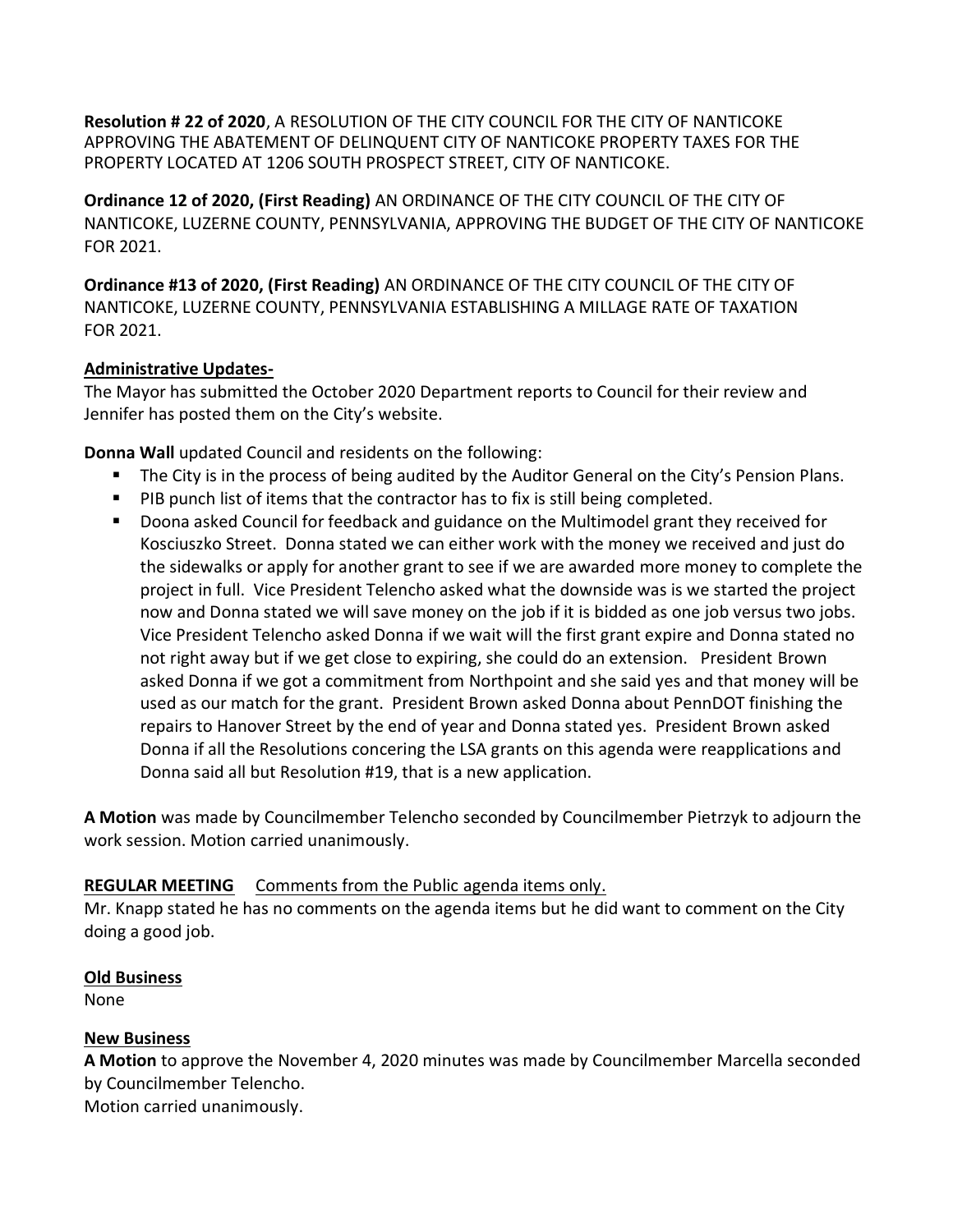**Resolution # 22 of 2020**, A RESOLUTION OF THE CITY COUNCIL FOR THE CITY OF NANTICOKE APPROVING THE ABATEMENT OF DELINQUENT CITY OF NANTICOKE PROPERTY TAXES FOR THE PROPERTY LOCATED AT 1206 SOUTH PROSPECT STREET, CITY OF NANTICOKE.

**Ordinance 12 of 2020, (First Reading)** AN ORDINANCE OF THE CITY COUNCIL OF THE CITY OF NANTICOKE, LUZERNE COUNTY, PENNSYLVANIA, APPROVING THE BUDGET OF THE CITY OF NANTICOKE FOR 2021.

**Ordinance #13 of 2020, (First Reading)** AN ORDINANCE OF THE CITY COUNCIL OF THE CITY OF NANTICOKE, LUZERNE COUNTY, PENNSYLVANIA ESTABLISHING A MILLAGE RATE OF TAXATION FOR 2021.

**Administrative Updates-**

The Mayor has submitted the October 2020 Department reports to Council for their review and Jennifer has posted them on the City's website.

**Donna Wall** updated Council and residents on the following:

- The City is in the process of being audited by the Auditor General on the City's Pension Plans.
- PIB punch list of items that the contractor has to fix is still being completed.
- Doona asked Council for feedback and guidance on the Multimodel grant they received for Kosciuszko Street. Donna stated we can either work with the money we received and just do the sidewalks or apply for another grant to see if we are awarded more money to complete the project in full. Vice President Telencho asked what the downside was is we started the project now and Donna stated we will save money on the job if it is bidded as one job versus two jobs. Vice President Telencho asked Donna if we wait will the first grant expire and Donna stated no not right away but if we get close to expiring, she could do an extension. President Brown asked Donna if we got a commitment from Northpoint and she said yes and that money will be used as our match for the grant. President Brown asked Donna about PennDOT finishing the repairs to Hanover Street by the end of year and Donna stated yes. President Brown asked Donna if all the Resolutions concering the LSA grants on this agenda were reapplications and Donna said all but Resolution #19, that is a new application.

**A Motion** was made by Councilmember Telencho seconded by Councilmember Pietrzyk to adjourn the work session. Motion carried unanimously.

**REGULAR MEETING** Comments from the Public agenda items only.

Mr. Knapp stated he has no comments on the agenda items but he did want to comment on the City doing a good job.

**Old Business**

None

**New Business**

**A Motion** to approve the November 4, 2020 minutes was made by Councilmember Marcella seconded by Councilmember Telencho.
Motion carried unanimously.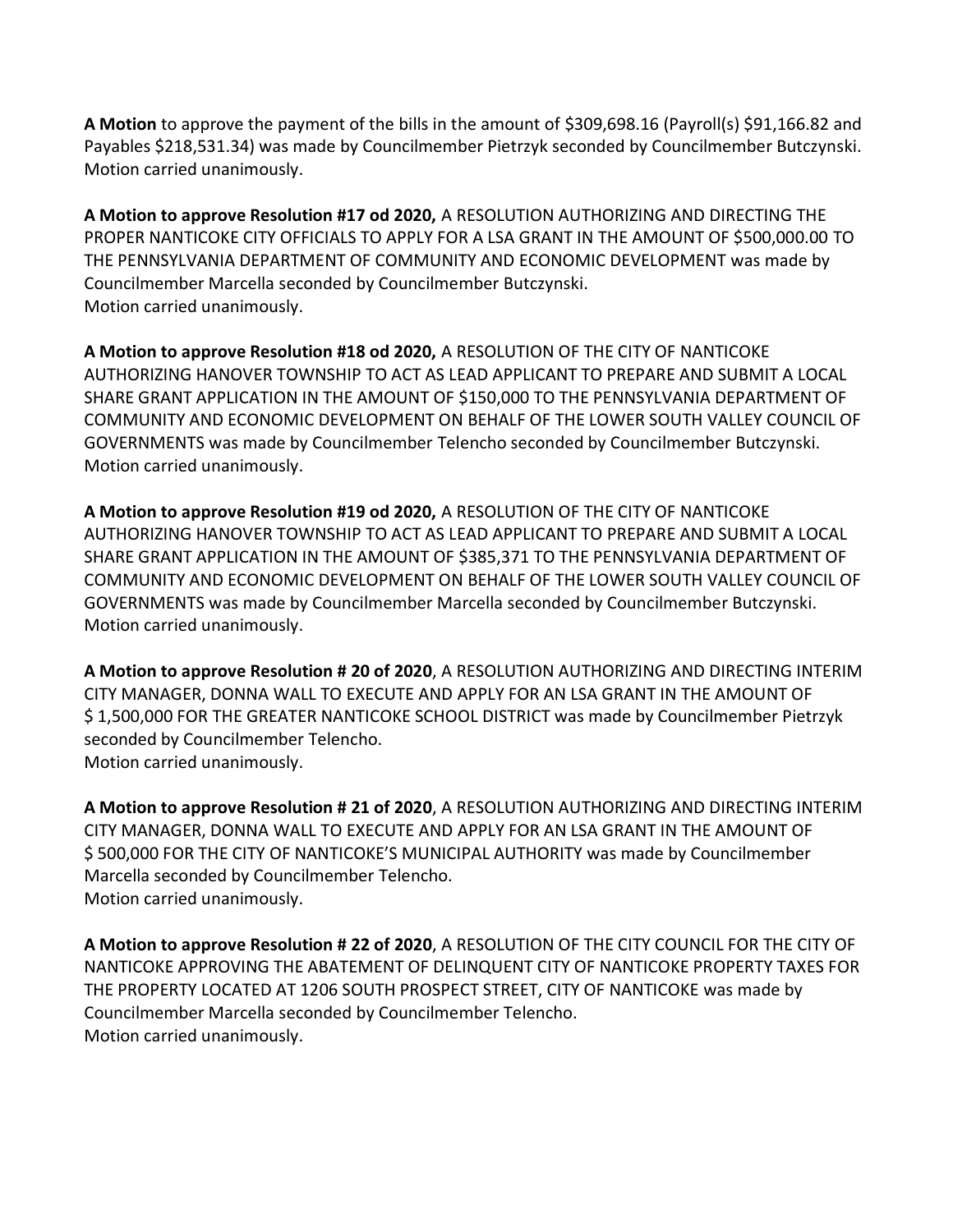**A Motion** to approve the payment of the bills in the amount of $309,698.16 (Payroll(s) $91,166.82 and Payables $218,531.34) was made by Councilmember Pietrzyk seconded by Councilmember Butczynski. Motion carried unanimously.

**A Motion to approve Resolution #17 od 2020,** A RESOLUTION AUTHORIZING AND DIRECTING THE PROPER NANTICOKE CITY OFFICIALS TO APPLY FOR A LSA GRANT IN THE AMOUNT OF $500,000.00 TO THE PENNSYLVANIA DEPARTMENT OF COMMUNITY AND ECONOMIC DEVELOPMENT was made by Councilmember Marcella seconded by Councilmember Butczynski.
Motion carried unanimously.

**A Motion to approve Resolution #18 od 2020,** A RESOLUTION OF THE CITY OF NANTICOKE AUTHORIZING HANOVER TOWNSHIP TO ACT AS LEAD APPLICANT TO PREPARE AND SUBMIT A LOCAL SHARE GRANT APPLICATION IN THE AMOUNT OF $150,000 TO THE PENNSYLVANIA DEPARTMENT OF COMMUNITY AND ECONOMIC DEVELOPMENT ON BEHALF OF THE LOWER SOUTH VALLEY COUNCIL OF GOVERNMENTS was made by Councilmember Telencho seconded by Councilmember Butczynski.
Motion carried unanimously.

**A Motion to approve Resolution #19 od 2020,** A RESOLUTION OF THE CITY OF NANTICOKE AUTHORIZING HANOVER TOWNSHIP TO ACT AS LEAD APPLICANT TO PREPARE AND SUBMIT A LOCAL SHARE GRANT APPLICATION IN THE AMOUNT OF $385,371 TO THE PENNSYLVANIA DEPARTMENT OF COMMUNITY AND ECONOMIC DEVELOPMENT ON BEHALF OF THE LOWER SOUTH VALLEY COUNCIL OF GOVERNMENTS was made by Councilmember Marcella seconded by Councilmember Butczynski.
Motion carried unanimously.

**A Motion to approve Resolution # 20 of 2020**, A RESOLUTION AUTHORIZING AND DIRECTING INTERIM CITY MANAGER, DONNA WALL TO EXECUTE AND APPLY FOR AN LSA GRANT IN THE AMOUNT OF $ 1,500,000 FOR THE GREATER NANTICOKE SCHOOL DISTRICT was made by Councilmember Pietrzyk seconded by Councilmember Telencho.
Motion carried unanimously.

**A Motion to approve Resolution # 21 of 2020**, A RESOLUTION AUTHORIZING AND DIRECTING INTERIM CITY MANAGER, DONNA WALL TO EXECUTE AND APPLY FOR AN LSA GRANT IN THE AMOUNT OF $ 500,000 FOR THE CITY OF NANTICOKE'S MUNICIPAL AUTHORITY was made by Councilmember Marcella seconded by Councilmember Telencho.
Motion carried unanimously.

**A Motion to approve Resolution # 22 of 2020**, A RESOLUTION OF THE CITY COUNCIL FOR THE CITY OF NANTICOKE APPROVING THE ABATEMENT OF DELINQUENT CITY OF NANTICOKE PROPERTY TAXES FOR THE PROPERTY LOCATED AT 1206 SOUTH PROSPECT STREET, CITY OF NANTICOKE was made by Councilmember Marcella seconded by Councilmember Telencho.
Motion carried unanimously.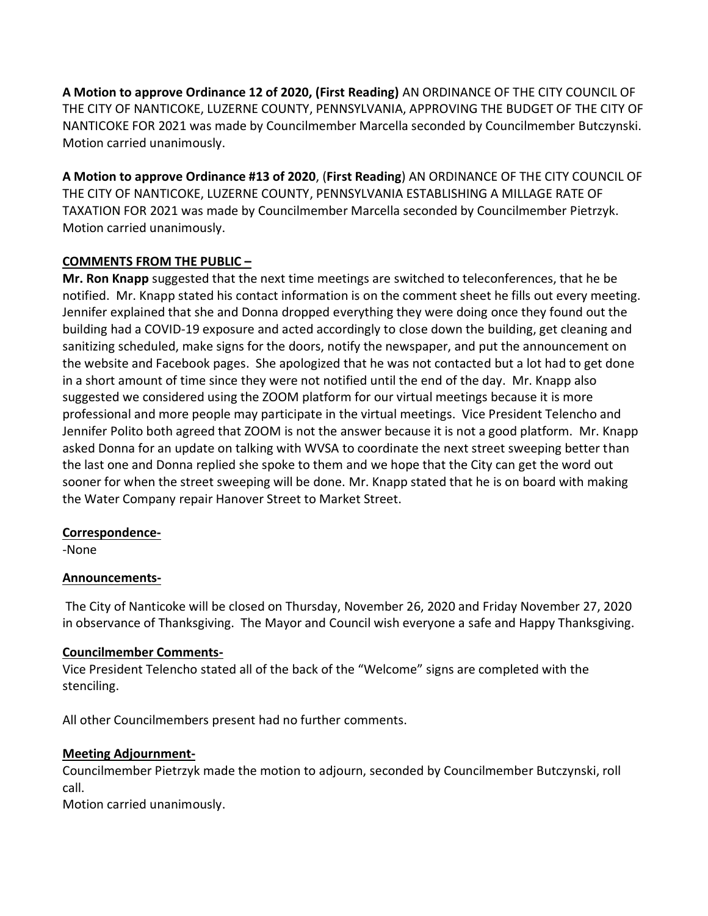**A Motion to approve Ordinance 12 of 2020, (First Reading)** AN ORDINANCE OF THE CITY COUNCIL OF THE CITY OF NANTICOKE, LUZERNE COUNTY, PENNSYLVANIA, APPROVING THE BUDGET OF THE CITY OF NANTICOKE FOR 2021 was made by Councilmember Marcella seconded by Councilmember Butczynski. Motion carried unanimously.

**A Motion to approve Ordinance #13 of 2020**, (**First Reading**) AN ORDINANCE OF THE CITY COUNCIL OF THE CITY OF NANTICOKE, LUZERNE COUNTY, PENNSYLVANIA ESTABLISHING A MILLAGE RATE OF TAXATION FOR 2021 was made by Councilmember Marcella seconded by Councilmember Pietrzyk. Motion carried unanimously.

**COMMENTS FROM THE PUBLIC –**

**Mr. Ron Knapp** suggested that the next time meetings are switched to teleconferences, that he be notified. Mr. Knapp stated his contact information is on the comment sheet he fills out every meeting. Jennifer explained that she and Donna dropped everything they were doing once they found out the building had a COVID-19 exposure and acted accordingly to close down the building, get cleaning and sanitizing scheduled, make signs for the doors, notify the newspaper, and put the announcement on the website and Facebook pages. She apologized that he was not contacted but a lot had to get done in a short amount of time since they were not notified until the end of the day. Mr. Knapp also suggested we considered using the ZOOM platform for our virtual meetings because it is more professional and more people may participate in the virtual meetings. Vice President Telencho and Jennifer Polito both agreed that ZOOM is not the answer because it is not a good platform. Mr. Knapp asked Donna for an update on talking with WVSA to coordinate the next street sweeping better than the last one and Donna replied she spoke to them and we hope that the City can get the word out sooner for when the street sweeping will be done. Mr. Knapp stated that he is on board with making the Water Company repair Hanover Street to Market Street.

**Correspondence-**

-None

**Announcements-**

The City of Nanticoke will be closed on Thursday, November 26, 2020 and Friday November 27, 2020 in observance of Thanksgiving. The Mayor and Council wish everyone a safe and Happy Thanksgiving.

**Councilmember Comments-**

Vice President Telencho stated all of the back of the "Welcome" signs are completed with the stenciling.

All other Councilmembers present had no further comments.

**Meeting Adjournment-**

Councilmember Pietrzyk made the motion to adjourn, seconded by Councilmember Butczynski, roll call.

Motion carried unanimously.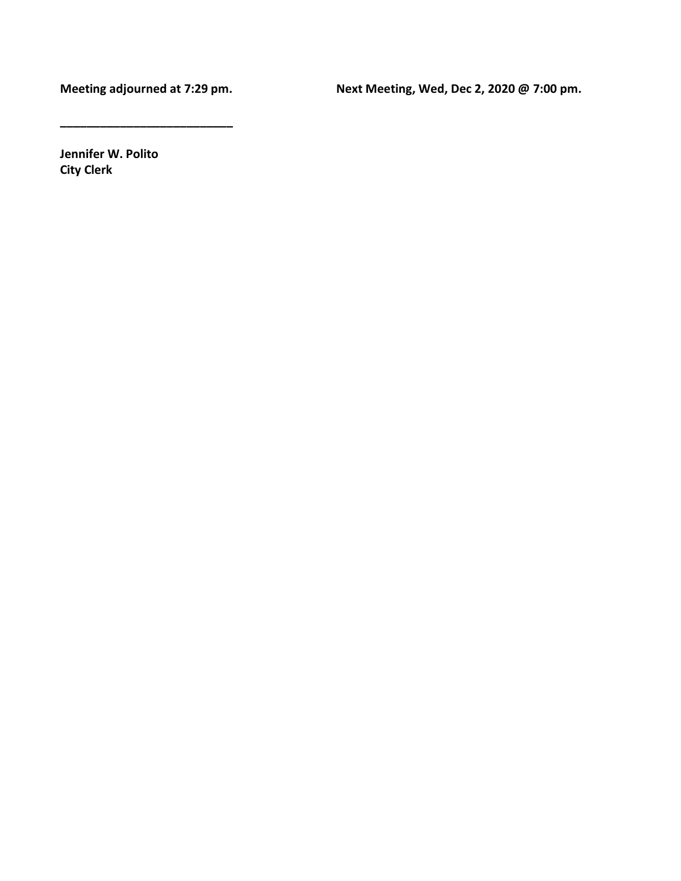**Meeting adjourned at 7:29 pm.** **Next Meeting, Wed, Dec 2, 2020 @ 7:00 pm.**

\_\_\_\_\_\_\_\_\_\_\_\_\_\_\_\_\_\_\_\_\_\_\_\_\_\_\_

**Jennifer W. Polito**
**City Clerk**